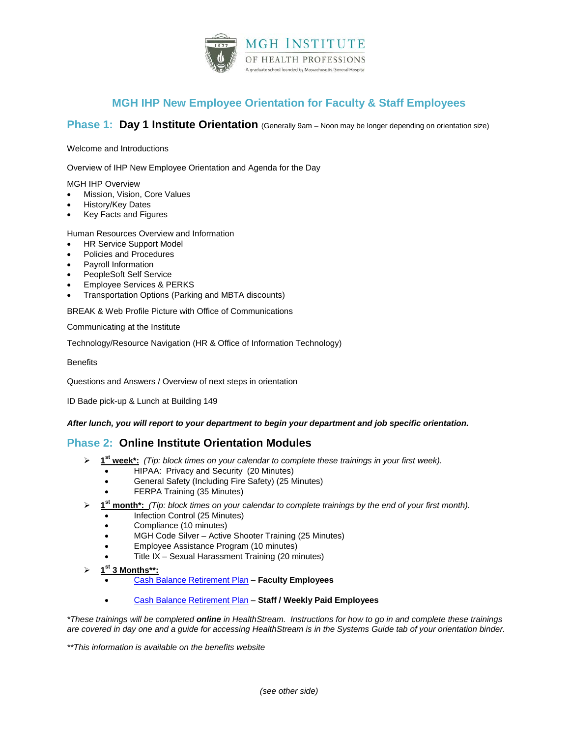MGH INSTITUTE OF HEALTH PROFESSIONS

A graduate school founded by Massachusetts General Hospital

# MGH IHP New Employee Orientation for Faculty & Staff Employees

## Phase 1: Day 1 Institute Orientation (Generally 9am – Noon may be longer depending on orientation size)

Welcome and Introductions

Overview of IHP New Employee Orientation and Agenda for the Day

MGH IHP Overview
- Mission, Vision, Core Values
- History/Key Dates
- Key Facts and Figures

Human Resources Overview and Information
- HR Service Support Model
- Policies and Procedures
- Payroll Information
- PeopleSoft Self Service
- Employee Services & PERKS
- Transportation Options (Parking and MBTA discounts)

BREAK & Web Profile Picture with Office of Communications

Communicating at the Institute

Technology/Resource Navigation (HR & Office of Information Technology)

Benefits

Questions and Answers / Overview of next steps in orientation

ID Bade pick-up & Lunch at Building 149

***After lunch, you will report to your department to begin your department and job specific orientation.***

## Phase 2: Online Institute Orientation Modules

- **1st week\*:** *(Tip: block times on your calendar to complete these trainings in your first week).*
  - HIPAA: Privacy and Security (20 Minutes)
  - General Safety (Including Fire Safety) (25 Minutes)
  - FERPA Training (35 Minutes)
- **1st month\*:** *(Tip: block times on your calendar to complete trainings by the end of your first month).*
  - Infection Control (25 Minutes)
  - Compliance (10 minutes)
  - MGH Code Silver – Active Shooter Training (25 Minutes)
  - Employee Assistance Program (10 minutes)
  - Title IX – Sexual Harassment Training (20 minutes)
- **1st 3 Months\*\*:**
  - Cash Balance Retirement Plan – **Faculty Employees**
  - Cash Balance Retirement Plan – **Staff / Weekly Paid Employees**

*\*These trainings will be completed **online** in HealthStream. Instructions for how to go in and complete these trainings are covered in day one and a guide for accessing HealthStream is in the Systems Guide tab of your orientation binder.*

*\*\*This information is available on the benefits website*

*(see other side)*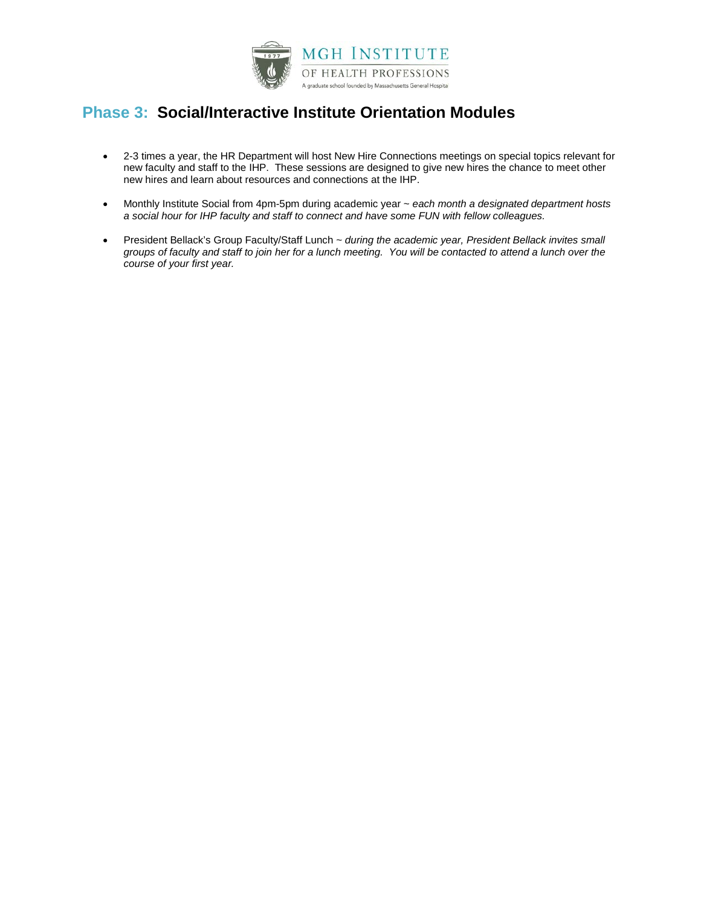## Phase 3: Social/Interactive Institute Orientation Modules

- 2-3 times a year, the HR Department will host New Hire Connections meetings on special topics relevant for new faculty and staff to the IHP. These sessions are designed to give new hires the chance to meet other new hires and learn about resources and connections at the IHP.

- Monthly Institute Social from 4pm-5pm during academic year ~ *each month a designated department hosts a social hour for IHP faculty and staff to connect and have some FUN with fellow colleagues.*

- President Bellack's Group Faculty/Staff Lunch ~ *during the academic year, President Bellack invites small groups of faculty and staff to join her for a lunch meeting. You will be contacted to attend a lunch over the course of your first year.*